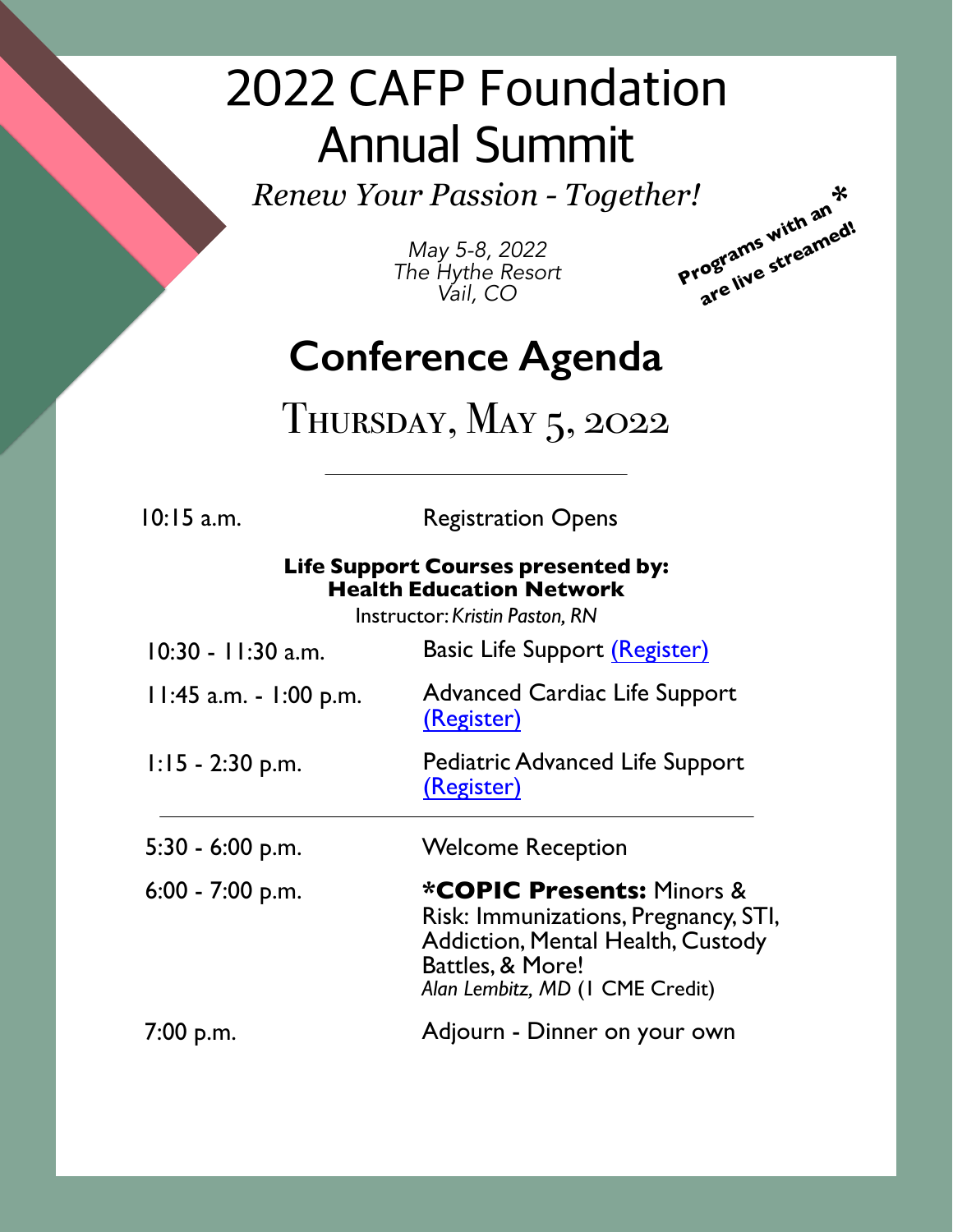# 2022 CAFP Foundation Annual Summit

*Renew Your Passion - Together!*

*May 5-8, 2022*
*The Hythe Resort*
*Vail, CO*

**Programs with an * are live streamed!**

## Conference Agenda

### Thursday, May 5, 2022

| | |
|---|---|
| 10:15 a.m. | Registration Opens |

**Life Support Courses presented by:**
**Health Education Network**
Instructor: *Kristin Paston, RN*

| | |
|---|---|
| 10:30 - 11:30 a.m. | Basic Life Support (Register) |
| 11:45 a.m. - 1:00 p.m. | Advanced Cardiac Life Support (Register) |
| 1:15 - 2:30 p.m. | Pediatric Advanced Life Support (Register) |

| | |
|---|---|
| 5:30 - 6:00 p.m. | Welcome Reception |
| 6:00 - 7:00 p.m. | ***COPIC Presents:** Minors & Risk: Immunizations, Pregnancy, STI, Addiction, Mental Health, Custody Battles, & More! *Alan Lembitz, MD* (1 CME Credit) |
| 7:00 p.m. | Adjourn - Dinner on your own |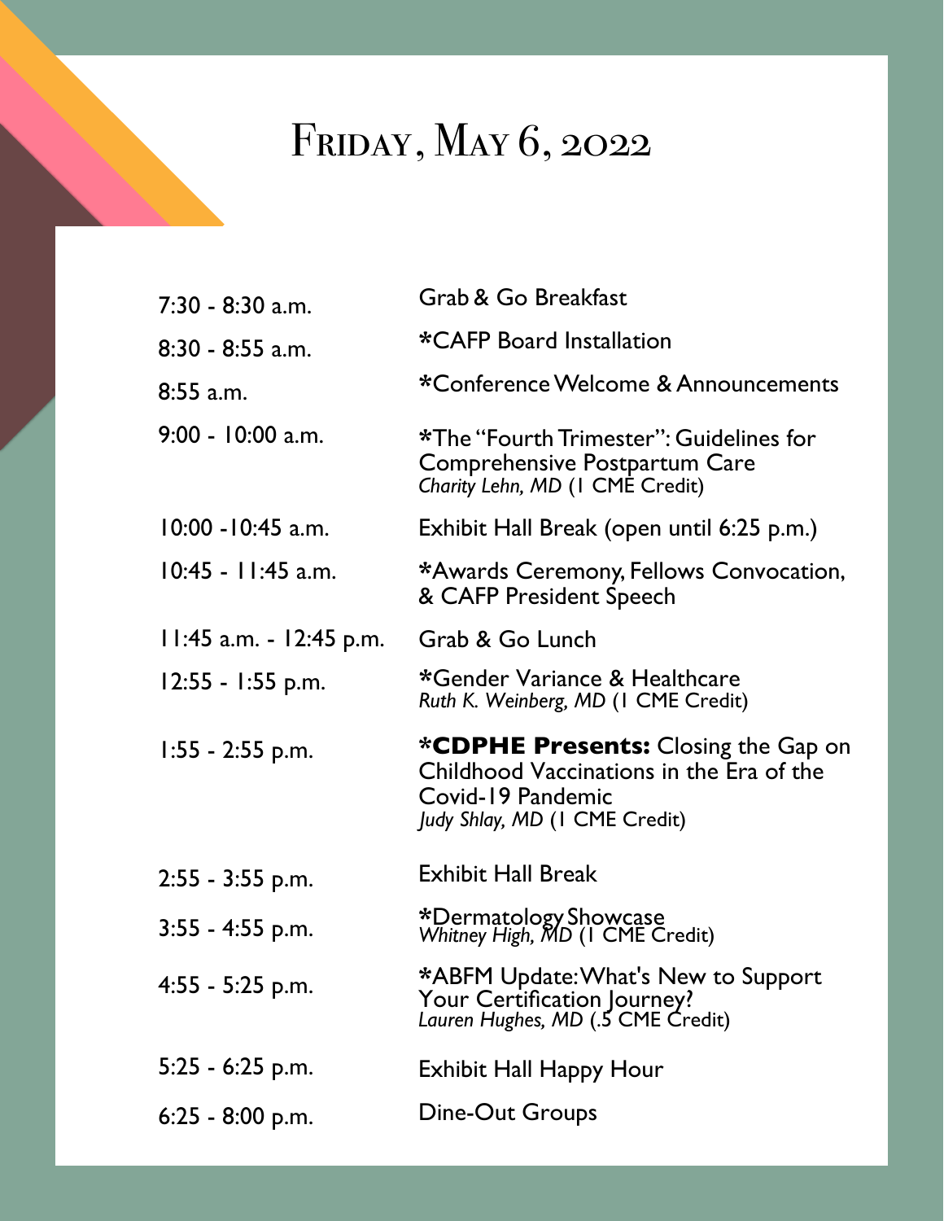# Friday, May 6, 2022

| | |
|---|---|
| 7:30 - 8:30 a.m. | Grab & Go Breakfast |
| 8:30 - 8:55 a.m. | *CAFP Board Installation |
| 8:55 a.m. | *Conference Welcome & Announcements |
| 9:00 - 10:00 a.m. | *The "Fourth Trimester": Guidelines for Comprehensive Postpartum Care<br>*Charity Lehn, MD* (1 CME Credit) |
| 10:00 -10:45 a.m. | Exhibit Hall Break (open until 6:25 p.m.) |
| 10:45 - 11:45 a.m. | *Awards Ceremony, Fellows Convocation, & CAFP President Speech |
| 11:45 a.m. - 12:45 p.m. | Grab & Go Lunch |
| 12:55 - 1:55 p.m. | *Gender Variance & Healthcare<br>*Ruth K. Weinberg, MD* (1 CME Credit) |
| 1:55 - 2:55 p.m. | ***CDPHE Presents:** Closing the Gap on Childhood Vaccinations in the Era of the Covid-19 Pandemic<br>*Judy Shlay, MD* (1 CME Credit) |
| 2:55 - 3:55 p.m. | Exhibit Hall Break |
| 3:55 - 4:55 p.m. | *Dermatology Showcase<br>*Whitney High, MD* (1 CME Credit) |
| 4:55 - 5:25 p.m. | *ABFM Update: What's New to Support Your Certification Journey?<br>*Lauren Hughes, MD* (.5 CME Credit) |
| 5:25 - 6:25 p.m. | Exhibit Hall Happy Hour |
| 6:25 - 8:00 p.m. | Dine-Out Groups |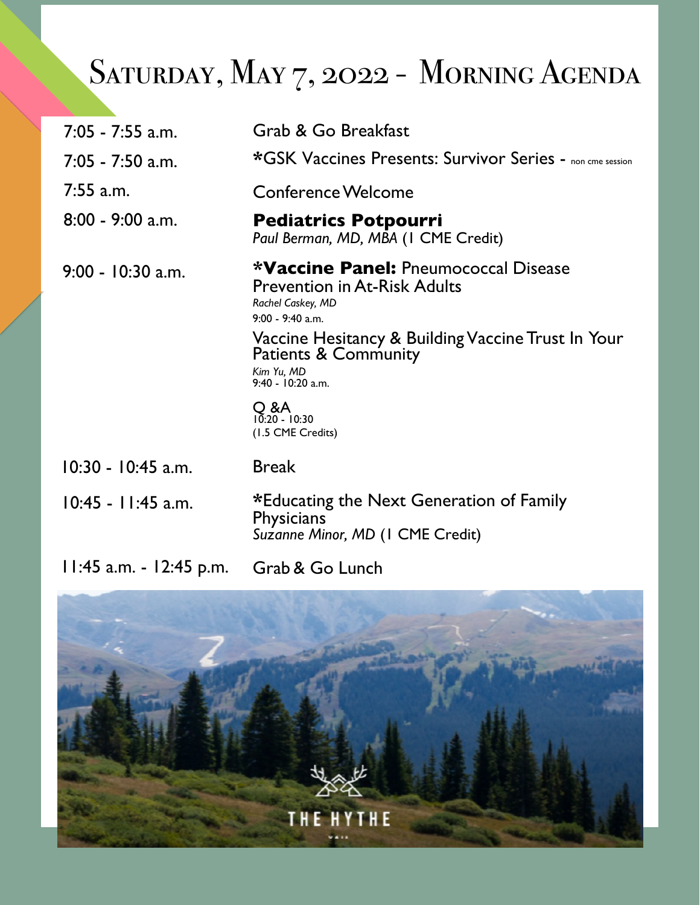# Saturday, May 7, 2022 - Morning Agenda

| Time | Session |
| --- | --- |
| 7:05 - 7:55 a.m. | Grab & Go Breakfast |
| 7:05 - 7:50 a.m. | *GSK Vaccines Presents: Survivor Series - non cme session |
| 7:55 a.m. | Conference Welcome |
| 8:00 - 9:00 a.m. | **Pediatrics Potpourri**<br>*Paul Berman, MD, MBA* (1 CME Credit) |
| 9:00 - 10:30 a.m. | ***Vaccine Panel:** Pneumococcal Disease Prevention in At-Risk Adults<br>*Rachel Caskey, MD*<br>9:00 - 9:40 a.m.<br>Vaccine Hesitancy & Building Vaccine Trust In Your Patients & Community<br>*Kim Yu, MD*<br>9:40 - 10:20 a.m.<br>Q &A<br>10:20 - 10:30<br>(1.5 CME Credits) |
| 10:30 - 10:45 a.m. | Break |
| 10:45 - 11:45 a.m. | *Educating the Next Generation of Family Physicians<br>*Suzanne Minor, MD* (1 CME Credit) |
| 11:45 a.m. - 12:45 p.m. | Grab & Go Lunch |

THE HYTHE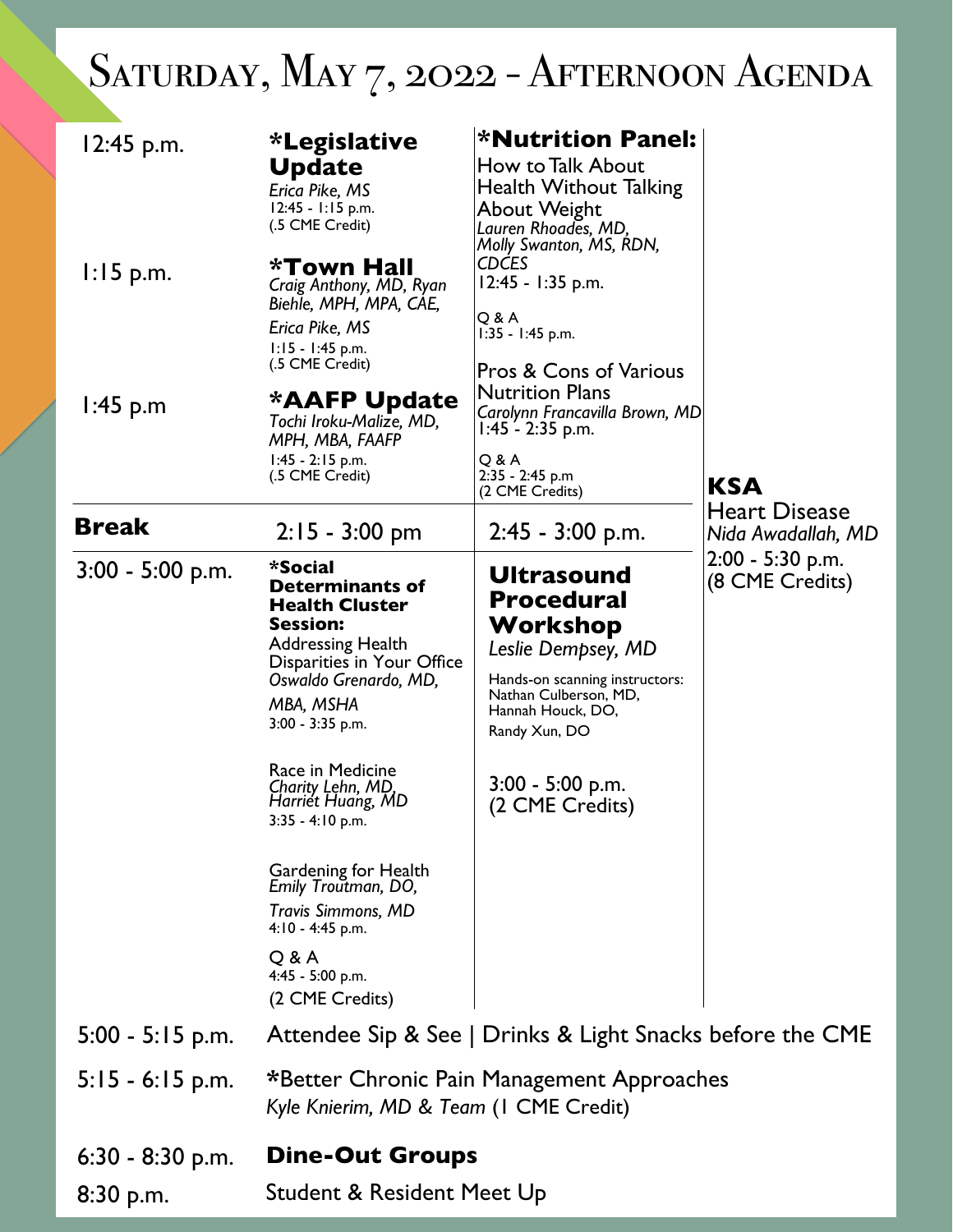# Saturday, May 7, 2022 - Afternoon Agenda

| Time | Session | Session | Session |
|---|---|---|---|
| 12:45 p.m. | **\*Legislative Update**<br>*Erica Pike, MS*<br>12:45 - 1:15 p.m.<br>(.5 CME Credit) | **\*Nutrition Panel:**<br>How to Talk About Health Without Talking About Weight<br>*Lauren Rhoades, MD, Molly Swanton, MS, RDN, CDCES*<br>12:45 - 1:35 p.m.<br>Q & A<br>1:35 - 1:45 p.m.<br>Pros & Cons of Various Nutrition Plans<br>*Carolynn Francavilla Brown, MD*<br>1:45 - 2:35 p.m.<br>Q & A<br>2:35 - 2:45 p.m<br>(2 CME Credits) | **KSA**<br>Heart Disease<br>*Nida Awadallah, MD*<br>2:00 - 5:30 p.m.<br>(8 CME Credits) |
| 1:15 p.m. | **\*Town Hall**<br>*Craig Anthony, MD, Ryan Biehle, MPH, MPA, CAE, Erica Pike, MS*<br>1:15 - 1:45 p.m.<br>(.5 CME Credit) | | |
| 1:45 p.m | **\*AAFP Update**<br>*Tochi Iroku-Malize, MD, MPH, MBA, FAAFP*<br>1:45 - 2:15 p.m.<br>(.5 CME Credit) | | |
| **Break** | 2:15 - 3:00 pm | 2:45 - 3:00 p.m. | |
| 3:00 - 5:00 p.m. | **\*Social Determinants of Health Cluster Session:**<br>Addressing Health Disparities in Your Office<br>*Oswaldo Grenardo, MD, MBA, MSHA*<br>3:00 - 3:35 p.m.<br>Race in Medicine<br>*Charity Lehn, MD, Harriet Huang, MD*<br>3:35 - 4:10 p.m.<br>Gardening for Health<br>*Emily Troutman, DO, Travis Simmons, MD*<br>4:10 - 4:45 p.m.<br>Q & A<br>4:45 - 5:00 p.m.<br>(2 CME Credits) | **Ultrasound Procedural Workshop**<br>*Leslie Dempsey, MD*<br>Hands-on scanning instructors: Nathan Culberson, MD, Hannah Houck, DO, Randy Xun, DO<br>3:00 - 5:00 p.m.<br>(2 CME Credits) | |
| 5:00 - 5:15 p.m. | Attendee Sip & See \| Drinks & Light Snacks before the CME | | |
| 5:15 - 6:15 p.m. | \*Better Chronic Pain Management Approaches<br>*Kyle Knierim, MD & Team* (1 CME Credit) | | |
| 6:30 - 8:30 p.m. | **Dine-Out Groups** | | |
| 8:30 p.m. | Student & Resident Meet Up | | |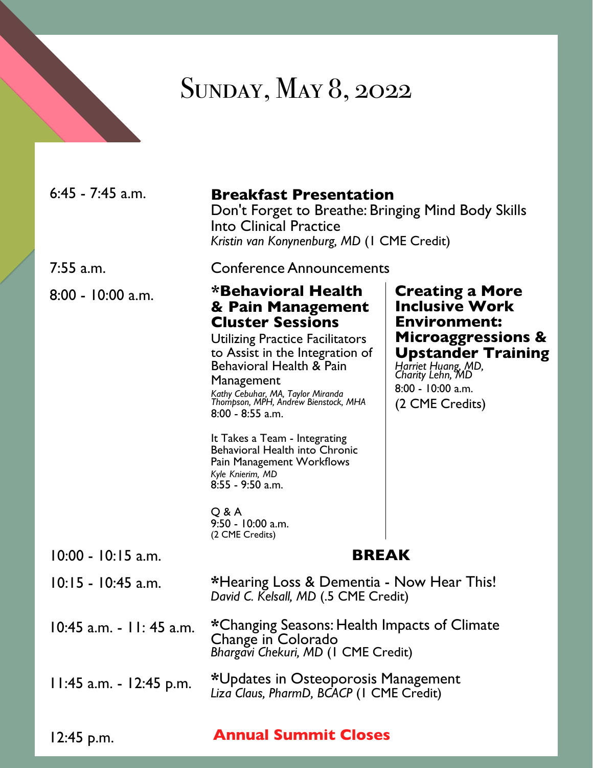# Sunday, May 8, 2022

6:45 - 7:45 a.m.

**Breakfast Presentation**
Don't Forget to Breathe: Bringing Mind Body Skills Into Clinical Practice
*Kristin van Konynenburg, MD* (1 CME Credit)

7:55 a.m.

Conference Announcements

8:00 - 10:00 a.m.

**\*Behavioral Health & Pain Management Cluster Sessions**

Utilizing Practice Facilitators to Assist in the Integration of Behavioral Health & Pain Management
*Kathy Cebuhar, MA, Taylor Miranda Thompson, MPH, Andrew Bienstock, MHA*
8:00 - 8:55 a.m.

It Takes a Team - Integrating Behavioral Health into Chronic Pain Management Workflows
*Kyle Knierim, MD*
8:55 - 9:50 a.m.

Q & A
9:50 - 10:00 a.m.
(2 CME Credits)

**Creating a More Inclusive Work Environment: Microaggressions & Upstander Training**
*Harriet Huang, MD, Charity Lehn, MD*
8:00 - 10:00 a.m.
(2 CME Credits)

10:00 - 10:15 a.m.

**BREAK**

10:15 - 10:45 a.m.

*Hearing Loss & Dementia - Now Hear This!
*David C. Kelsall, MD* (.5 CME Credit)

10:45 a.m. - 11: 45 a.m.

*Changing Seasons: Health Impacts of Climate Change in Colorado
*Bhargavi Chekuri, MD* (1 CME Credit)

11:45 a.m. - 12:45 p.m.

*Updates in Osteoporosis Management
*Liza Claus, PharmD, BCACP* (1 CME Credit)

12:45 p.m.

**Annual Summit Closes**